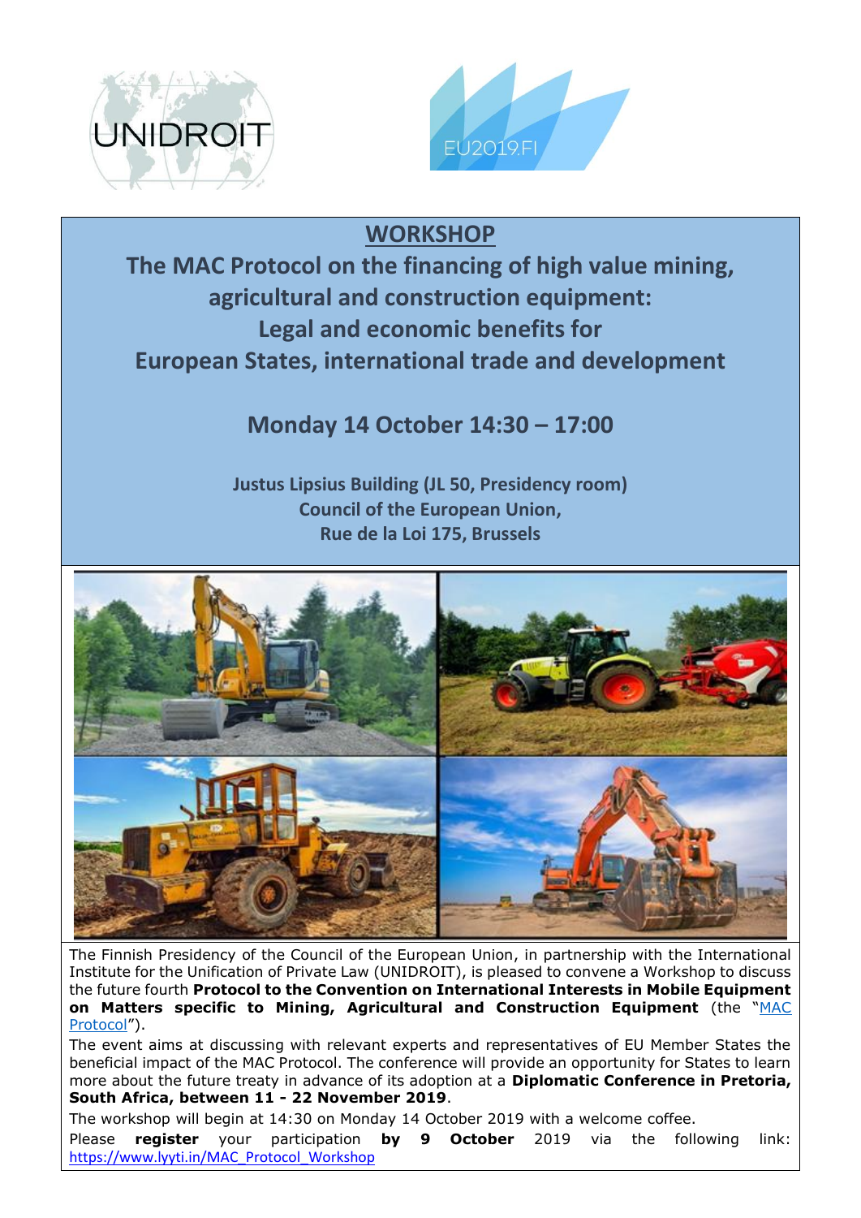UNIDROIT

EU2019.FI

# WORKSHOP

## The MAC Protocol on the financing of high value mining, agricultural and construction equipment: Legal and economic benefits for European States, international trade and development

### Monday 14 October 14:30 – 17:00

**Justus Lipsius Building (JL 50, Presidency room)**
**Council of the European Union,**
**Rue de la Loi 175, Brussels**

The Finnish Presidency of the Council of the European Union, in partnership with the International Institute for the Unification of Private Law (UNIDROIT), is pleased to convene a Workshop to discuss the future fourth **Protocol to the Convention on International Interests in Mobile Equipment on Matters specific to Mining, Agricultural and Construction Equipment** (the "MAC Protocol").

The event aims at discussing with relevant experts and representatives of EU Member States the beneficial impact of the MAC Protocol. The conference will provide an opportunity for States to learn more about the future treaty in advance of its adoption at a **Diplomatic Conference in Pretoria, South Africa, between 11 - 22 November 2019**.

The workshop will begin at 14:30 on Monday 14 October 2019 with a welcome coffee.

Please **register** your participation **by 9 October** 2019 via the following link: https://www.lyyti.in/MAC_Protocol_Workshop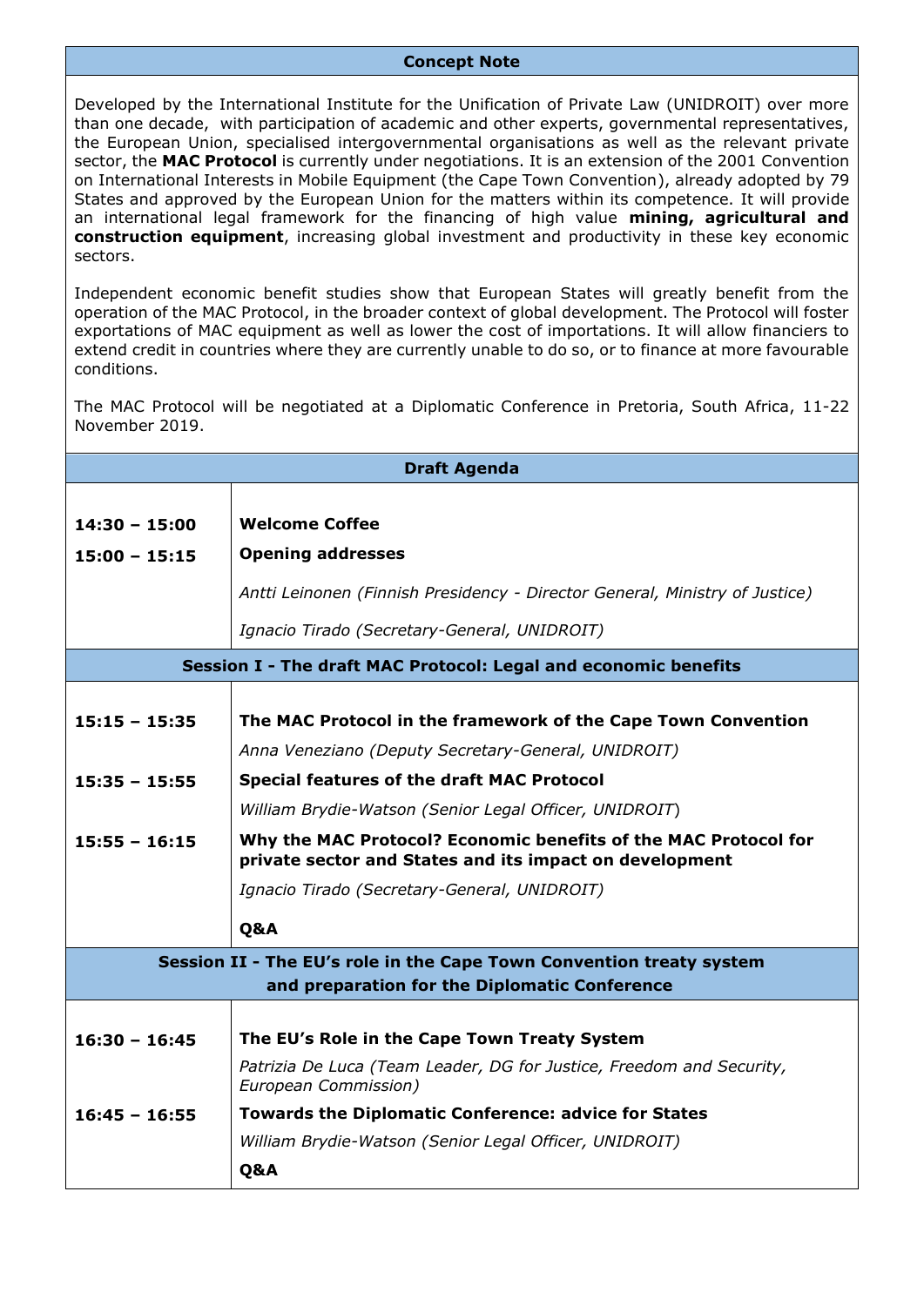## Concept Note

Developed by the International Institute for the Unification of Private Law (UNIDROIT) over more than one decade, with participation of academic and other experts, governmental representatives, the European Union, specialised intergovernmental organisations as well as the relevant private sector, the **MAC Protocol** is currently under negotiations. It is an extension of the 2001 Convention on International Interests in Mobile Equipment (the Cape Town Convention), already adopted by 79 States and approved by the European Union for the matters within its competence. It will provide an international legal framework for the financing of high value **mining, agricultural and construction equipment**, increasing global investment and productivity in these key economic sectors.

Independent economic benefit studies show that European States will greatly benefit from the operation of the MAC Protocol, in the broader context of global development. The Protocol will foster exportations of MAC equipment as well as lower the cost of importations. It will allow financiers to extend credit in countries where they are currently unable to do so, or to finance at more favourable conditions.

The MAC Protocol will be negotiated at a Diplomatic Conference in Pretoria, South Africa, 11-22 November 2019.

## Draft Agenda

| | |
|---|---|
| **14:30 – 15:00** | **Welcome Coffee** |
| **15:00 – 15:15** | **Opening addresses** |
| | *Antti Leinonen (Finnish Presidency - Director General, Ministry of Justice)* |
| | *Ignacio Tirado (Secretary-General, UNIDROIT)* |

### Session I - The draft MAC Protocol: Legal and economic benefits

| | |
|---|---|
| **15:15 – 15:35** | **The MAC Protocol in the framework of the Cape Town Convention** |
| | *Anna Veneziano (Deputy Secretary-General, UNIDROIT)* |
| **15:35 – 15:55** | **Special features of the draft MAC Protocol** |
| | *William Brydie-Watson (Senior Legal Officer, UNIDROIT)* |
| **15:55 – 16:15** | **Why the MAC Protocol? Economic benefits of the MAC Protocol for private sector and States and its impact on development** |
| | *Ignacio Tirado (Secretary-General, UNIDROIT)* |
| | **Q&A** |

### Session II - The EU's role in the Cape Town Convention treaty system and preparation for the Diplomatic Conference

| | |
|---|---|
| **16:30 – 16:45** | **The EU's Role in the Cape Town Treaty System** |
| | *Patrizia De Luca (Team Leader, DG for Justice, Freedom and Security, European Commission)* |
| **16:45 – 16:55** | **Towards the Diplomatic Conference: advice for States** |
| | *William Brydie-Watson (Senior Legal Officer, UNIDROIT)* |
| | **Q&A** |